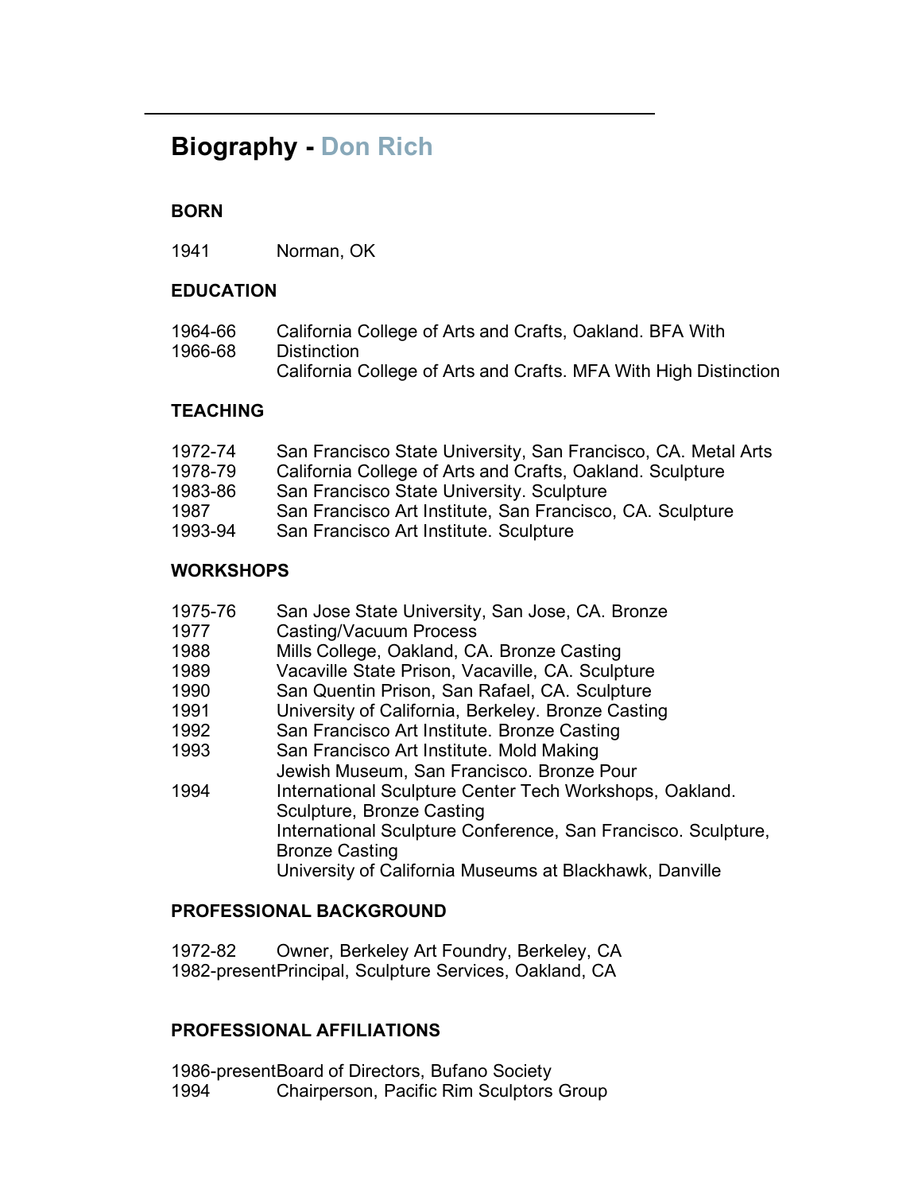# Biography - Don Rich

## BORN

1941 Norman, OK

## EDUCATION

1964-66 California College of Arts and Crafts, Oakland. BFA With Distinction
1966-68 California College of Arts and Crafts. MFA With High Distinction

## TEACHING

1972-74 San Francisco State University, San Francisco, CA. Metal Arts
1978-79 California College of Arts and Crafts, Oakland. Sculpture
1983-86 San Francisco State University. Sculpture
1987 San Francisco Art Institute, San Francisco, CA. Sculpture
1993-94 San Francisco Art Institute. Sculpture

## WORKSHOPS

1975-76 San Jose State University, San Jose, CA. Bronze
1977 Casting/Vacuum Process
1988 Mills College, Oakland, CA. Bronze Casting
1989 Vacaville State Prison, Vacaville, CA. Sculpture
1990 San Quentin Prison, San Rafael, CA. Sculpture
1991 University of California, Berkeley. Bronze Casting
1992 San Francisco Art Institute. Bronze Casting
1993 San Francisco Art Institute. Mold Making
Jewish Museum, San Francisco. Bronze Pour
1994 International Sculpture Center Tech Workshops, Oakland. Sculpture, Bronze Casting
International Sculpture Conference, San Francisco. Sculpture, Bronze Casting
University of California Museums at Blackhawk, Danville

## PROFESSIONAL BACKGROUND

1972-82 Owner, Berkeley Art Foundry, Berkeley, CA
1982-present Principal, Sculpture Services, Oakland, CA

## PROFESSIONAL AFFILIATIONS

1986-present Board of Directors, Bufano Society
1994 Chairperson, Pacific Rim Sculptors Group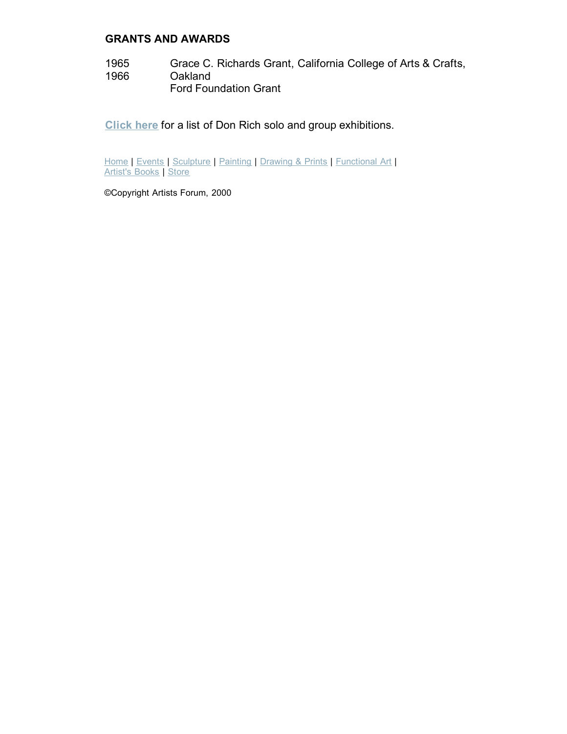## GRANTS AND AWARDS

| | |
|---|---|
| 1965 | Grace C. Richards Grant, California College of Arts & Crafts, Oakland |
| 1966 | Ford Foundation Grant |

**Click here** for a list of Don Rich solo and group exhibitions.

Home | Events | Sculpture | Painting | Drawing & Prints | Functional Art | Artist's Books | Store

©Copyright Artists Forum, 2000